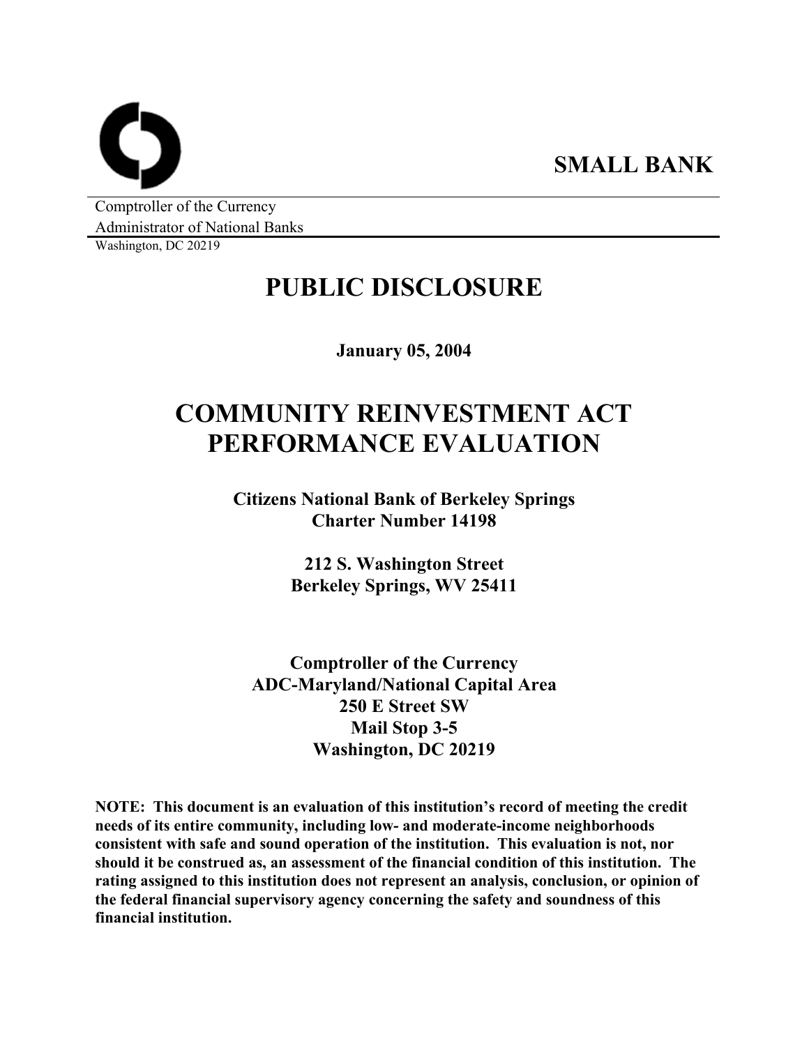**SMALL BANK**

Comptroller of the Currency
Administrator of National Banks
Washington, DC 20219

# PUBLIC DISCLOSURE

**January 05, 2004**

# COMMUNITY REINVESTMENT ACT PERFORMANCE EVALUATION

**Citizens National Bank of Berkeley Springs**
**Charter Number 14198**

**212 S. Washington Street**
**Berkeley Springs, WV 25411**

**Comptroller of the Currency**
**ADC-Maryland/National Capital Area**
**250 E Street SW**
**Mail Stop 3-5**
**Washington, DC 20219**

**NOTE: This document is an evaluation of this institution's record of meeting the credit needs of its entire community, including low- and moderate-income neighborhoods consistent with safe and sound operation of the institution. This evaluation is not, nor should it be construed as, an assessment of the financial condition of this institution. The rating assigned to this institution does not represent an analysis, conclusion, or opinion of the federal financial supervisory agency concerning the safety and soundness of this financial institution.**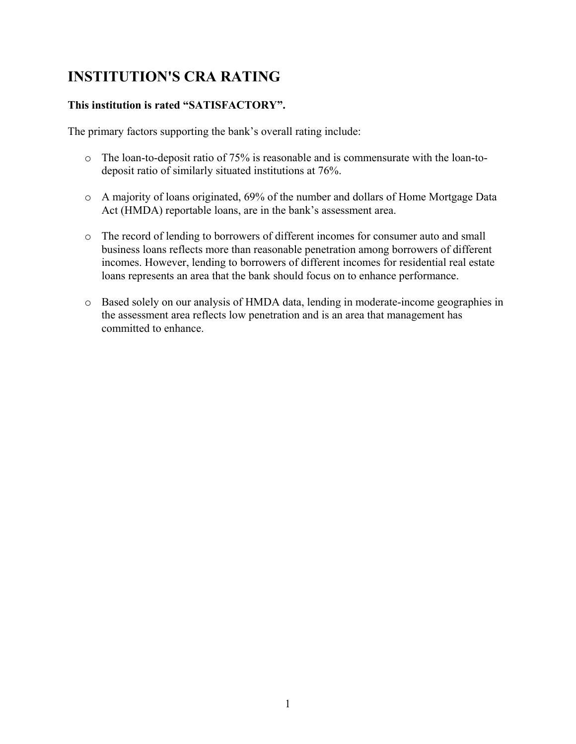# INSTITUTION'S CRA RATING

**This institution is rated “SATISFACTORY”.**

The primary factors supporting the bank’s overall rating include:

- The loan-to-deposit ratio of 75% is reasonable and is commensurate with the loan-to-deposit ratio of similarly situated institutions at 76%.

- A majority of loans originated, 69% of the number and dollars of Home Mortgage Data Act (HMDA) reportable loans, are in the bank’s assessment area.

- The record of lending to borrowers of different incomes for consumer auto and small business loans reflects more than reasonable penetration among borrowers of different incomes. However, lending to borrowers of different incomes for residential real estate loans represents an area that the bank should focus on to enhance performance.

- Based solely on our analysis of HMDA data, lending in moderate-income geographies in the assessment area reflects low penetration and is an area that management has committed to enhance.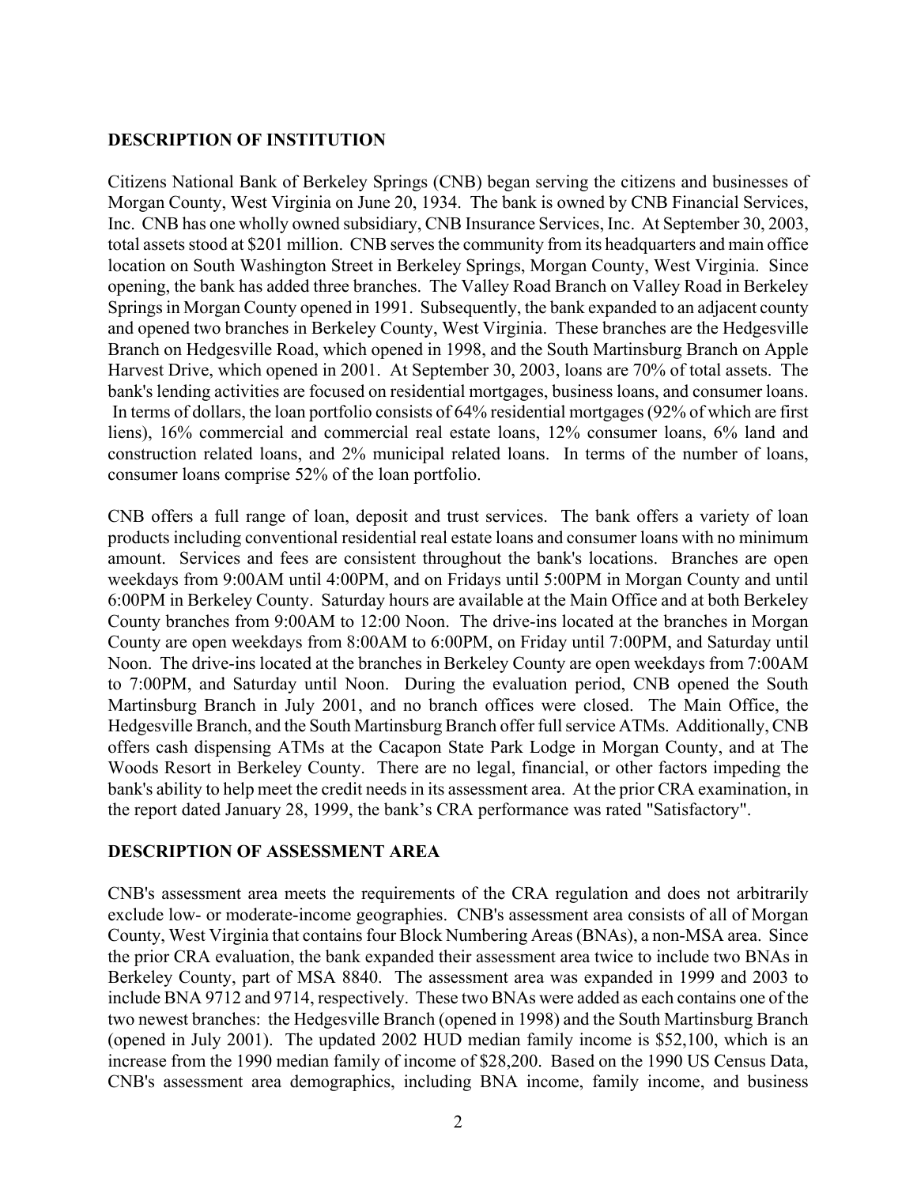## DESCRIPTION OF INSTITUTION

Citizens National Bank of Berkeley Springs (CNB) began serving the citizens and businesses of Morgan County, West Virginia on June 20, 1934. The bank is owned by CNB Financial Services, Inc. CNB has one wholly owned subsidiary, CNB Insurance Services, Inc. At September 30, 2003, total assets stood at $201 million. CNB serves the community from its headquarters and main office location on South Washington Street in Berkeley Springs, Morgan County, West Virginia. Since opening, the bank has added three branches. The Valley Road Branch on Valley Road in Berkeley Springs in Morgan County opened in 1991. Subsequently, the bank expanded to an adjacent county and opened two branches in Berkeley County, West Virginia. These branches are the Hedgesville Branch on Hedgesville Road, which opened in 1998, and the South Martinsburg Branch on Apple Harvest Drive, which opened in 2001. At September 30, 2003, loans are 70% of total assets. The bank's lending activities are focused on residential mortgages, business loans, and consumer loans. In terms of dollars, the loan portfolio consists of 64% residential mortgages (92% of which are first liens), 16% commercial and commercial real estate loans, 12% consumer loans, 6% land and construction related loans, and 2% municipal related loans. In terms of the number of loans, consumer loans comprise 52% of the loan portfolio.

CNB offers a full range of loan, deposit and trust services. The bank offers a variety of loan products including conventional residential real estate loans and consumer loans with no minimum amount. Services and fees are consistent throughout the bank's locations. Branches are open weekdays from 9:00AM until 4:00PM, and on Fridays until 5:00PM in Morgan County and until 6:00PM in Berkeley County. Saturday hours are available at the Main Office and at both Berkeley County branches from 9:00AM to 12:00 Noon. The drive-ins located at the branches in Morgan County are open weekdays from 8:00AM to 6:00PM, on Friday until 7:00PM, and Saturday until Noon. The drive-ins located at the branches in Berkeley County are open weekdays from 7:00AM to 7:00PM, and Saturday until Noon. During the evaluation period, CNB opened the South Martinsburg Branch in July 2001, and no branch offices were closed. The Main Office, the Hedgesville Branch, and the South Martinsburg Branch offer full service ATMs. Additionally, CNB offers cash dispensing ATMs at the Cacapon State Park Lodge in Morgan County, and at The Woods Resort in Berkeley County. There are no legal, financial, or other factors impeding the bank's ability to help meet the credit needs in its assessment area. At the prior CRA examination, in the report dated January 28, 1999, the bank's CRA performance was rated "Satisfactory".

## DESCRIPTION OF ASSESSMENT AREA

CNB's assessment area meets the requirements of the CRA regulation and does not arbitrarily exclude low- or moderate-income geographies. CNB's assessment area consists of all of Morgan County, West Virginia that contains four Block Numbering Areas (BNAs), a non-MSA area. Since the prior CRA evaluation, the bank expanded their assessment area twice to include two BNAs in Berkeley County, part of MSA 8840. The assessment area was expanded in 1999 and 2003 to include BNA 9712 and 9714, respectively. These two BNAs were added as each contains one of the two newest branches: the Hedgesville Branch (opened in 1998) and the South Martinsburg Branch (opened in July 2001). The updated 2002 HUD median family income is $52,100, which is an increase from the 1990 median family of income of $28,200. Based on the 1990 US Census Data, CNB's assessment area demographics, including BNA income, family income, and business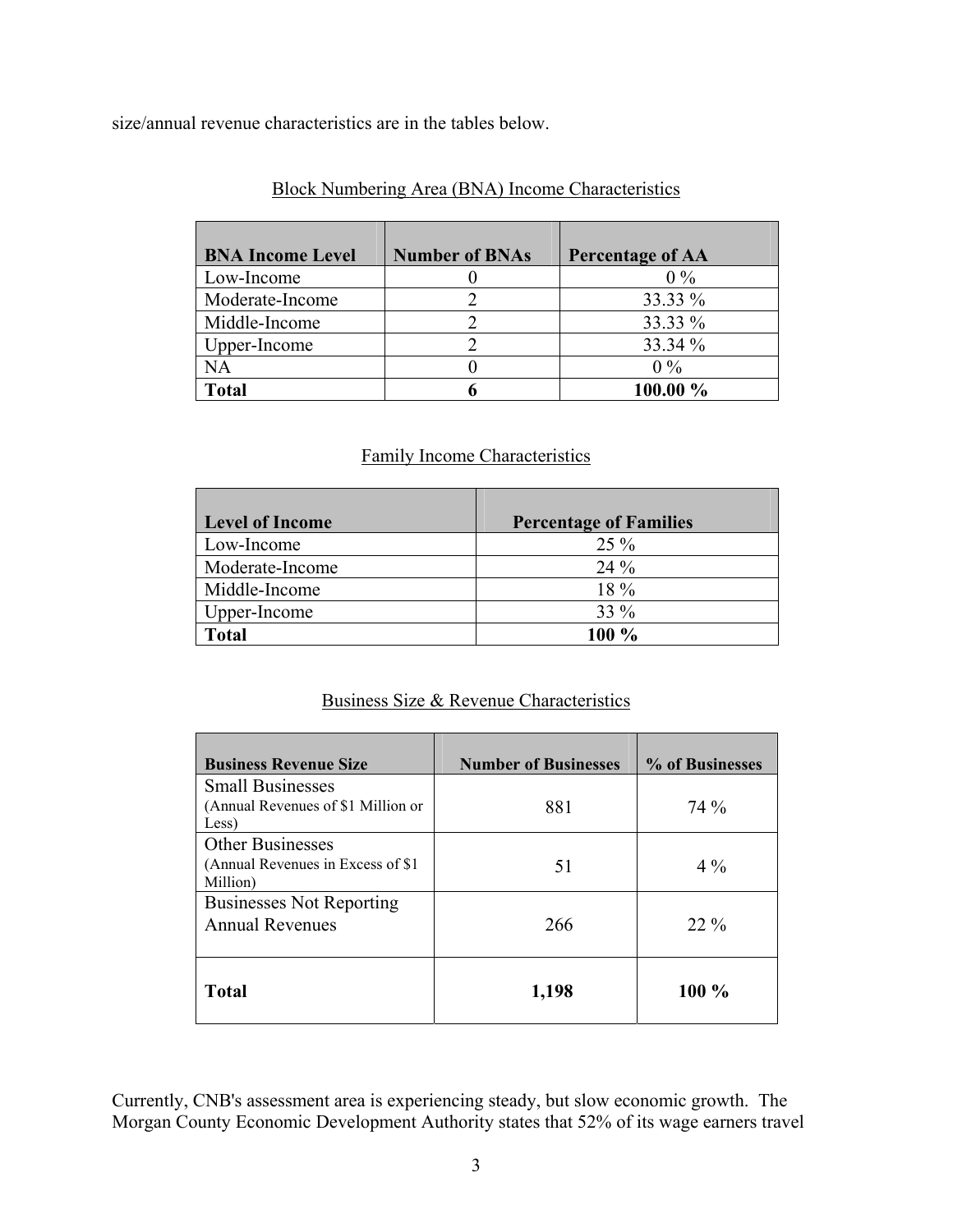size/annual revenue characteristics are in the tables below.

Block Numbering Area (BNA) Income Characteristics

| BNA Income Level | Number of BNAs | Percentage of AA |
|---|---|---|
| Low-Income | 0 | 0 % |
| Moderate-Income | 2 | 33.33 % |
| Middle-Income | 2 | 33.33 % |
| Upper-Income | 2 | 33.34 % |
| NA | 0 | 0 % |
| **Total** | **6** | **100.00 %** |

Family Income Characteristics

| Level of Income | Percentage of Families |
|---|---|
| Low-Income | 25 % |
| Moderate-Income | 24 % |
| Middle-Income | 18 % |
| Upper-Income | 33 % |
| **Total** | **100 %** |

Business Size & Revenue Characteristics

| Business Revenue Size | Number of Businesses | % of Businesses |
|---|---|---|
| Small Businesses (Annual Revenues of $1 Million or Less) | 881 | 74 % |
| Other Businesses (Annual Revenues in Excess of $1 Million) | 51 | 4 % |
| Businesses Not Reporting Annual Revenues | 266 | 22 % |
| **Total** | **1,198** | **100 %** |

Currently, CNB's assessment area is experiencing steady, but slow economic growth. The Morgan County Economic Development Authority states that 52% of its wage earners travel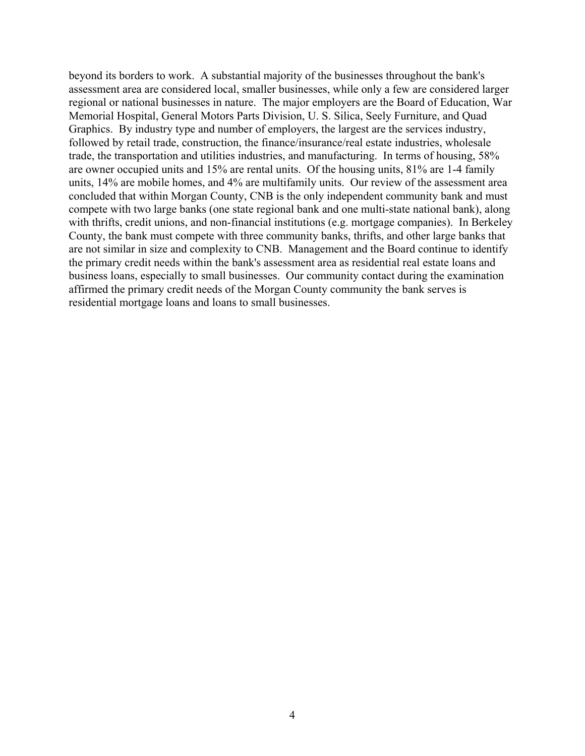beyond its borders to work. A substantial majority of the businesses throughout the bank's assessment area are considered local, smaller businesses, while only a few are considered larger regional or national businesses in nature. The major employers are the Board of Education, War Memorial Hospital, General Motors Parts Division, U. S. Silica, Seely Furniture, and Quad Graphics. By industry type and number of employers, the largest are the services industry, followed by retail trade, construction, the finance/insurance/real estate industries, wholesale trade, the transportation and utilities industries, and manufacturing. In terms of housing, 58% are owner occupied units and 15% are rental units. Of the housing units, 81% are 1-4 family units, 14% are mobile homes, and 4% are multifamily units. Our review of the assessment area concluded that within Morgan County, CNB is the only independent community bank and must compete with two large banks (one state regional bank and one multi-state national bank), along with thrifts, credit unions, and non-financial institutions (e.g. mortgage companies). In Berkeley County, the bank must compete with three community banks, thrifts, and other large banks that are not similar in size and complexity to CNB. Management and the Board continue to identify the primary credit needs within the bank's assessment area as residential real estate loans and business loans, especially to small businesses. Our community contact during the examination affirmed the primary credit needs of the Morgan County community the bank serves is residential mortgage loans and loans to small businesses.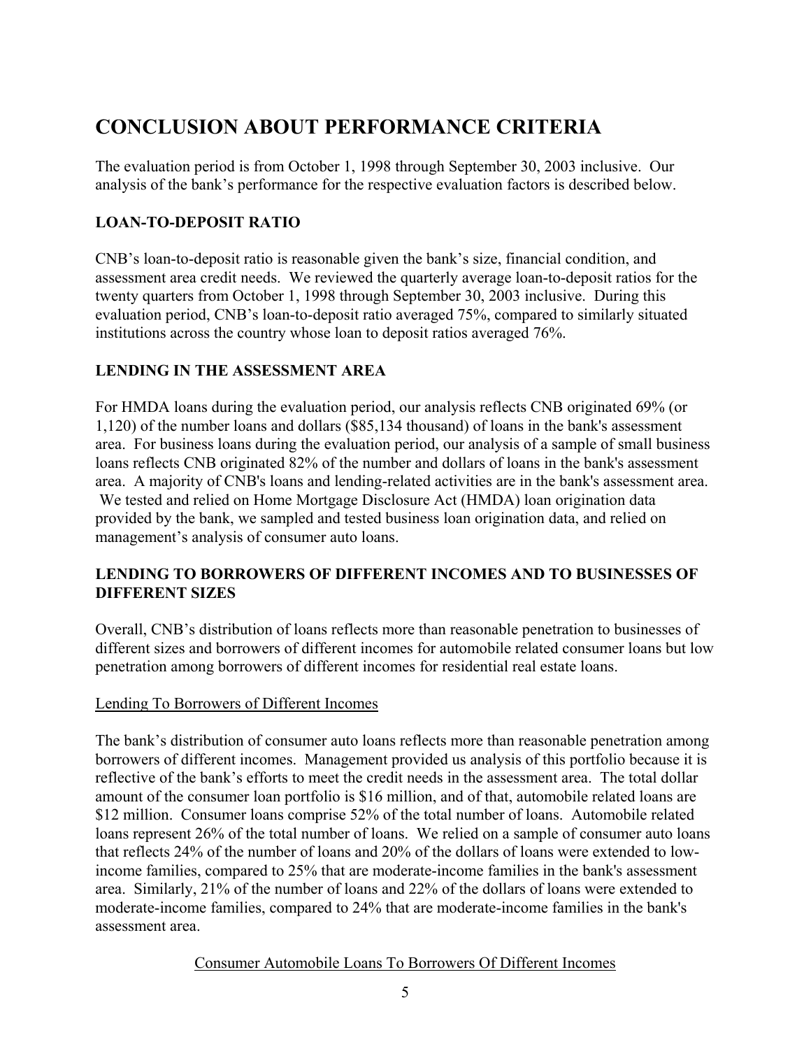# CONCLUSION ABOUT PERFORMANCE CRITERIA

The evaluation period is from October 1, 1998 through September 30, 2003 inclusive. Our analysis of the bank's performance for the respective evaluation factors is described below.

## LOAN-TO-DEPOSIT RATIO

CNB's loan-to-deposit ratio is reasonable given the bank's size, financial condition, and assessment area credit needs. We reviewed the quarterly average loan-to-deposit ratios for the twenty quarters from October 1, 1998 through September 30, 2003 inclusive. During this evaluation period, CNB's loan-to-deposit ratio averaged 75%, compared to similarly situated institutions across the country whose loan to deposit ratios averaged 76%.

## LENDING IN THE ASSESSMENT AREA

For HMDA loans during the evaluation period, our analysis reflects CNB originated 69% (or 1,120) of the number loans and dollars ($85,134 thousand) of loans in the bank's assessment area. For business loans during the evaluation period, our analysis of a sample of small business loans reflects CNB originated 82% of the number and dollars of loans in the bank's assessment area. A majority of CNB's loans and lending-related activities are in the bank's assessment area. We tested and relied on Home Mortgage Disclosure Act (HMDA) loan origination data provided by the bank, we sampled and tested business loan origination data, and relied on management's analysis of consumer auto loans.

## LENDING TO BORROWERS OF DIFFERENT INCOMES AND TO BUSINESSES OF DIFFERENT SIZES

Overall, CNB's distribution of loans reflects more than reasonable penetration to businesses of different sizes and borrowers of different incomes for automobile related consumer loans but low penetration among borrowers of different incomes for residential real estate loans.

### Lending To Borrowers of Different Incomes

The bank's distribution of consumer auto loans reflects more than reasonable penetration among borrowers of different incomes. Management provided us analysis of this portfolio because it is reflective of the bank's efforts to meet the credit needs in the assessment area. The total dollar amount of the consumer loan portfolio is $16 million, and of that, automobile related loans are $12 million. Consumer loans comprise 52% of the total number of loans. Automobile related loans represent 26% of the total number of loans. We relied on a sample of consumer auto loans that reflects 24% of the number of loans and 20% of the dollars of loans were extended to low-income families, compared to 25% that are moderate-income families in the bank's assessment area. Similarly, 21% of the number of loans and 22% of the dollars of loans were extended to moderate-income families, compared to 24% that are moderate-income families in the bank's assessment area.

Consumer Automobile Loans To Borrowers Of Different Incomes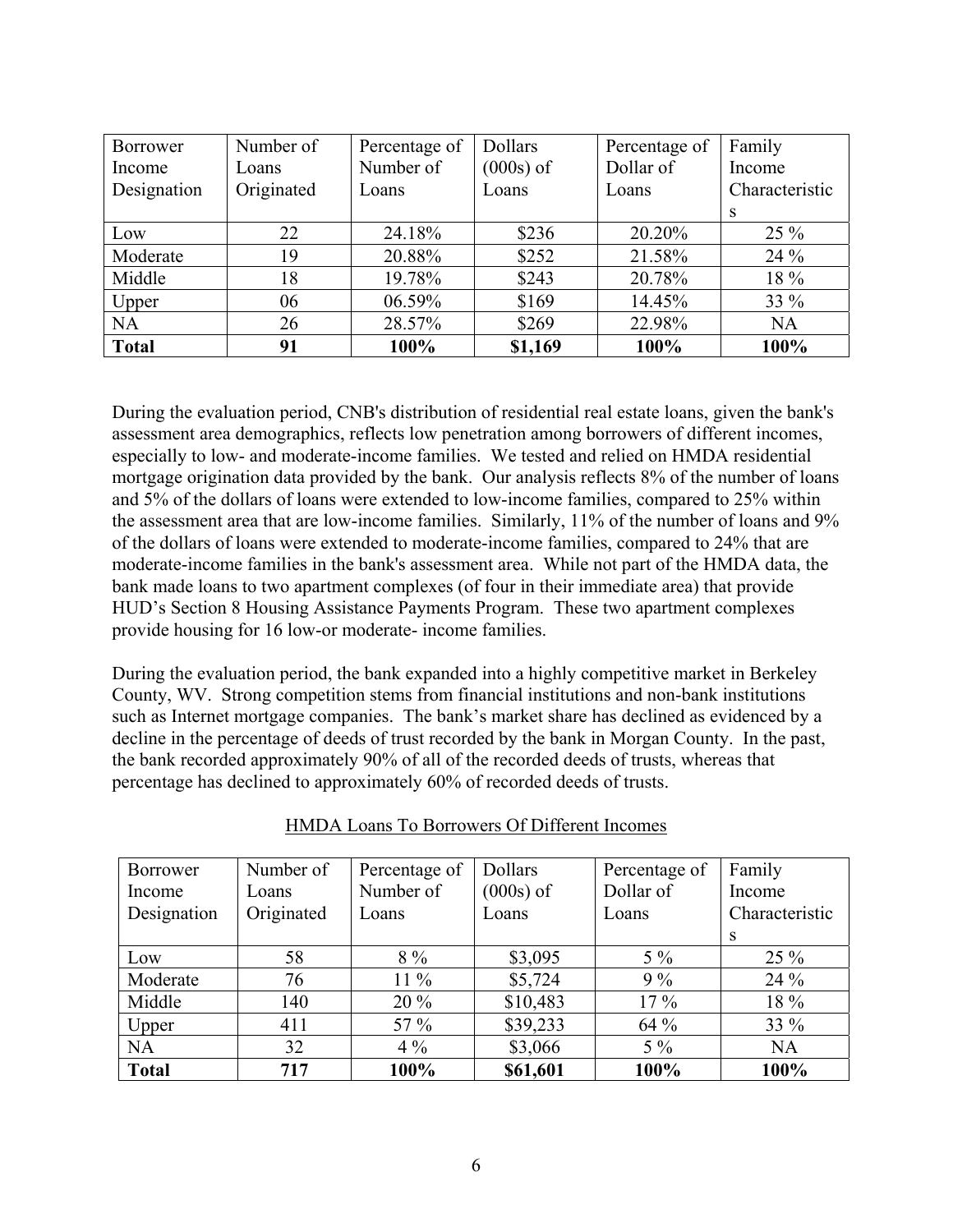| Borrower Income Designation | Number of Loans Originated | Percentage of Number of Loans | Dollars (000s) of Loans | Percentage of Dollar of Loans | Family Income Characteristics |
|---|---|---|---|---|---|
| Low | 22 | 24.18% | $236 | 20.20% | 25 % |
| Moderate | 19 | 20.88% | $252 | 21.58% | 24 % |
| Middle | 18 | 19.78% | $243 | 20.78% | 18 % |
| Upper | 06 | 06.59% | $169 | 14.45% | 33 % |
| NA | 26 | 28.57% | $269 | 22.98% | NA |
| **Total** | **91** | **100%** | **$1,169** | **100%** | **100%** |

During the evaluation period, CNB's distribution of residential real estate loans, given the bank's assessment area demographics, reflects low penetration among borrowers of different incomes, especially to low- and moderate-income families. We tested and relied on HMDA residential mortgage origination data provided by the bank. Our analysis reflects 8% of the number of loans and 5% of the dollars of loans were extended to low-income families, compared to 25% within the assessment area that are low-income families. Similarly, 11% of the number of loans and 9% of the dollars of loans were extended to moderate-income families, compared to 24% that are moderate-income families in the bank's assessment area. While not part of the HMDA data, the bank made loans to two apartment complexes (of four in their immediate area) that provide HUD's Section 8 Housing Assistance Payments Program. These two apartment complexes provide housing for 16 low-or moderate- income families.

During the evaluation period, the bank expanded into a highly competitive market in Berkeley County, WV. Strong competition stems from financial institutions and non-bank institutions such as Internet mortgage companies. The bank's market share has declined as evidenced by a decline in the percentage of deeds of trust recorded by the bank in Morgan County. In the past, the bank recorded approximately 90% of all of the recorded deeds of trusts, whereas that percentage has declined to approximately 60% of recorded deeds of trusts.

HMDA Loans To Borrowers Of Different Incomes

| Borrower Income Designation | Number of Loans Originated | Percentage of Number of Loans | Dollars (000s) of Loans | Percentage of Dollar of Loans | Family Income Characteristics |
|---|---|---|---|---|---|
| Low | 58 | 8 % | $3,095 | 5 % | 25 % |
| Moderate | 76 | 11 % | $5,724 | 9 % | 24 % |
| Middle | 140 | 20 % | $10,483 | 17 % | 18 % |
| Upper | 411 | 57 % | $39,233 | 64 % | 33 % |
| NA | 32 | 4 % | $3,066 | 5 % | NA |
| **Total** | **717** | **100%** | **$61,601** | **100%** | **100%** |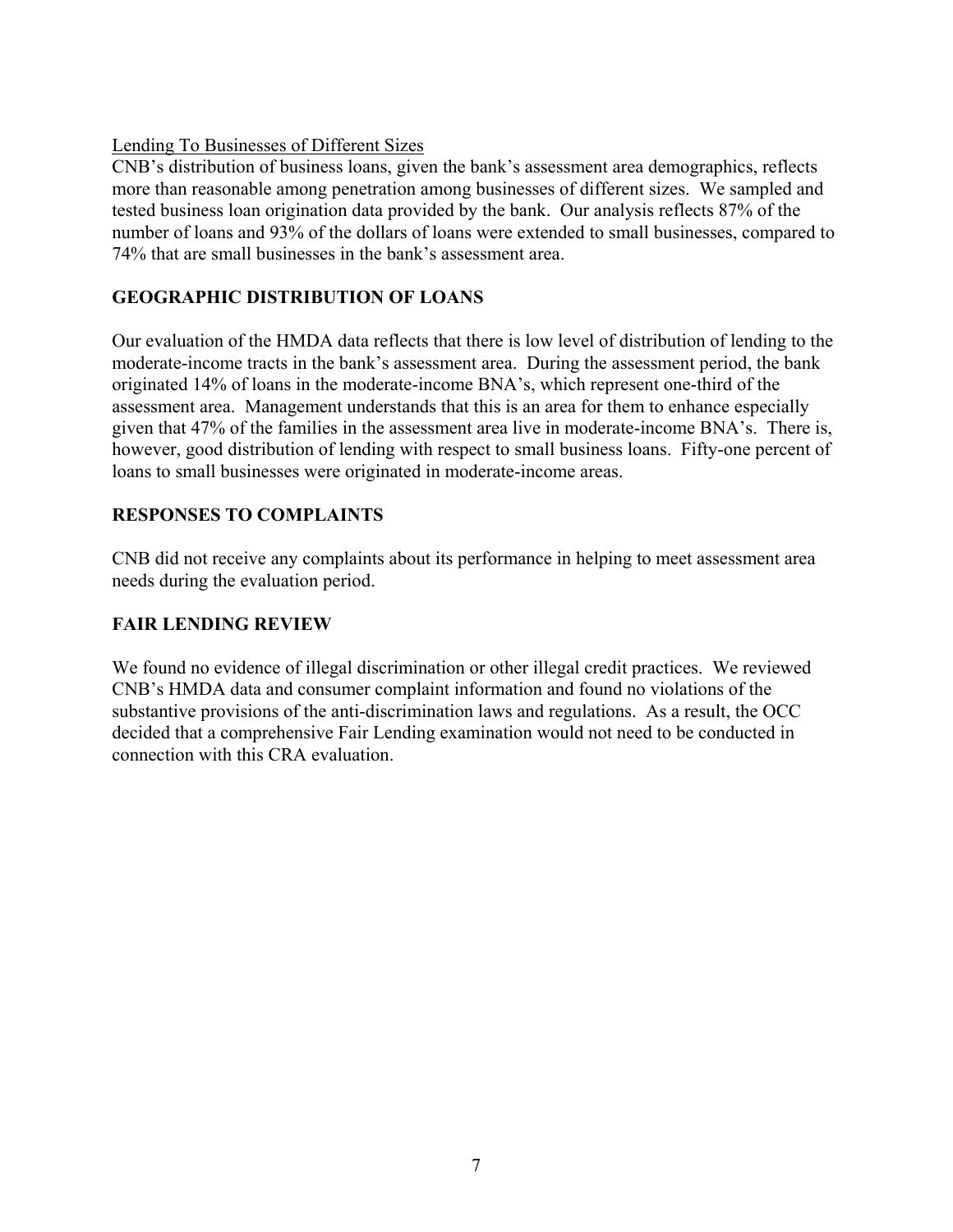Lending To Businesses of Different Sizes

CNB's distribution of business loans, given the bank's assessment area demographics, reflects more than reasonable among penetration among businesses of different sizes. We sampled and tested business loan origination data provided by the bank. Our analysis reflects 87% of the number of loans and 93% of the dollars of loans were extended to small businesses, compared to 74% that are small businesses in the bank's assessment area.

## GEOGRAPHIC DISTRIBUTION OF LOANS

Our evaluation of the HMDA data reflects that there is low level of distribution of lending to the moderate-income tracts in the bank's assessment area. During the assessment period, the bank originated 14% of loans in the moderate-income BNA's, which represent one-third of the assessment area. Management understands that this is an area for them to enhance especially given that 47% of the families in the assessment area live in moderate-income BNA's. There is, however, good distribution of lending with respect to small business loans. Fifty-one percent of loans to small businesses were originated in moderate-income areas.

## RESPONSES TO COMPLAINTS

CNB did not receive any complaints about its performance in helping to meet assessment area needs during the evaluation period.

## FAIR LENDING REVIEW

We found no evidence of illegal discrimination or other illegal credit practices. We reviewed CNB's HMDA data and consumer complaint information and found no violations of the substantive provisions of the anti-discrimination laws and regulations. As a result, the OCC decided that a comprehensive Fair Lending examination would not need to be conducted in connection with this CRA evaluation.